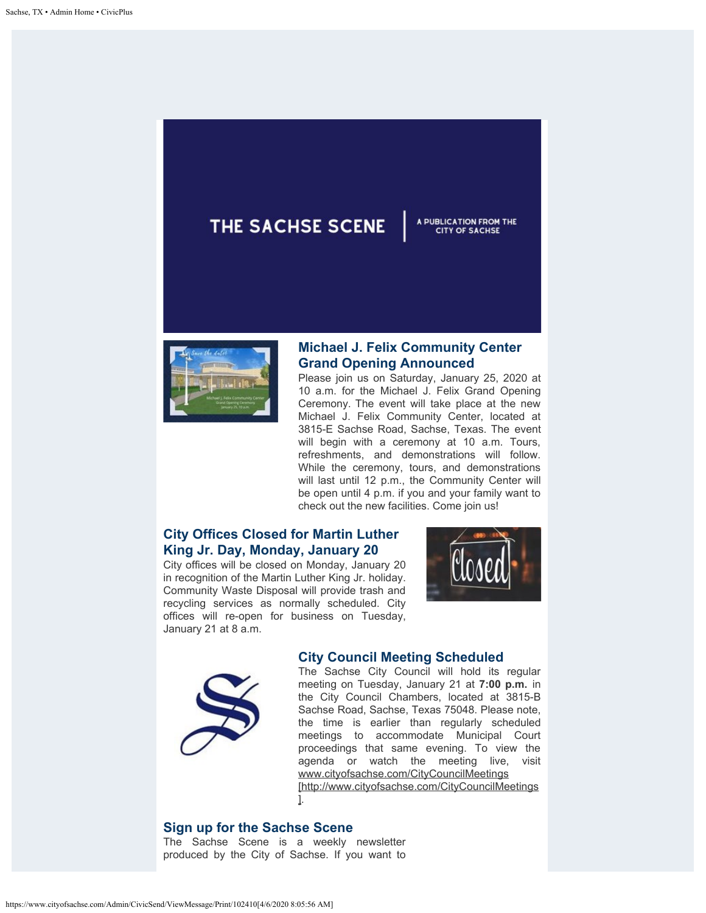THE SACHSE SCENE | A PUBLICATION FROM THE CITY OF SACHSE

## Michael J. Felix Community Center Grand Opening Announced

Please join us on Saturday, January 25, 2020 at 10 a.m. for the Michael J. Felix Grand Opening Ceremony. The event will take place at the new Michael J. Felix Community Center, located at 3815-E Sachse Road, Sachse, Texas. The event will begin with a ceremony at 10 a.m. Tours, refreshments, and demonstrations will follow. While the ceremony, tours, and demonstrations will last until 12 p.m., the Community Center will be open until 4 p.m. if you and your family want to check out the new facilities. Come join us!

## City Offices Closed for Martin Luther King Jr. Day, Monday, January 20

City offices will be closed on Monday, January 20 in recognition of the Martin Luther King Jr. holiday. Community Waste Disposal will provide trash and recycling services as normally scheduled. City offices will re-open for business on Tuesday, January 21 at 8 a.m.

## City Council Meeting Scheduled

The Sachse City Council will hold its regular meeting on Tuesday, January 21 at **7:00 p.m.** in the City Council Chambers, located at 3815-B Sachse Road, Sachse, Texas 75048. Please note, the time is earlier than regularly scheduled meetings to accommodate Municipal Court proceedings that same evening. To view the agenda or watch the meeting live, visit www.cityofsachse.com/CityCouncilMeetings [http://www.cityofsachse.com/CityCouncilMeetings].

## Sign up for the Sachse Scene

The Sachse Scene is a weekly newsletter produced by the City of Sachse. If you want to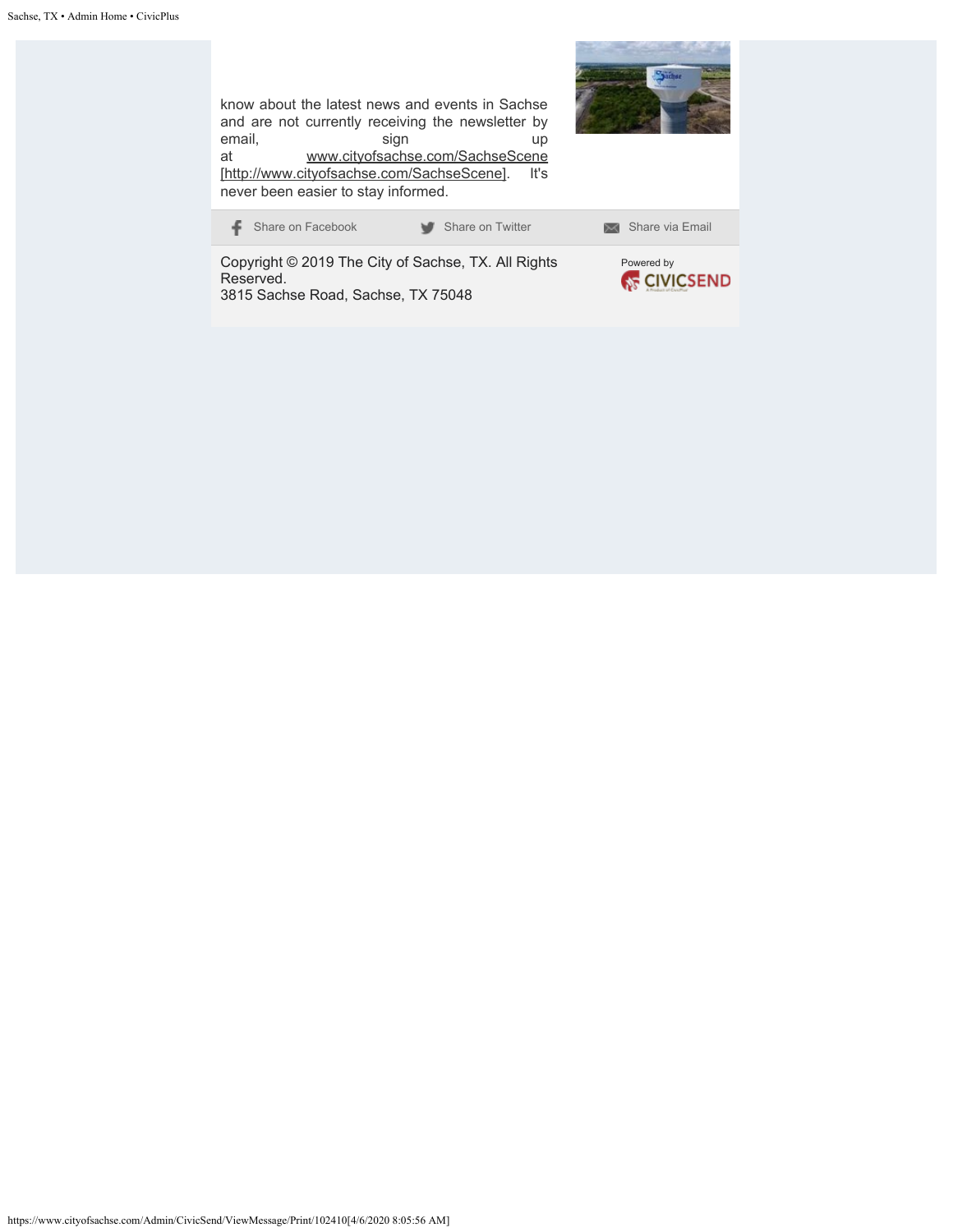know about the latest news and events in Sachse and are not currently receiving the newsletter by email, sign up at www.cityofsachse.com/SachseScene [http://www.cityofsachse.com/SachseScene]. It's never been easier to stay informed.

Share on Facebook Share on Twitter Share via Email

Copyright © 2019 The City of Sachse, TX. All Rights Reserved.
3815 Sachse Road, Sachse, TX 75048

Powered by CIVICSEND